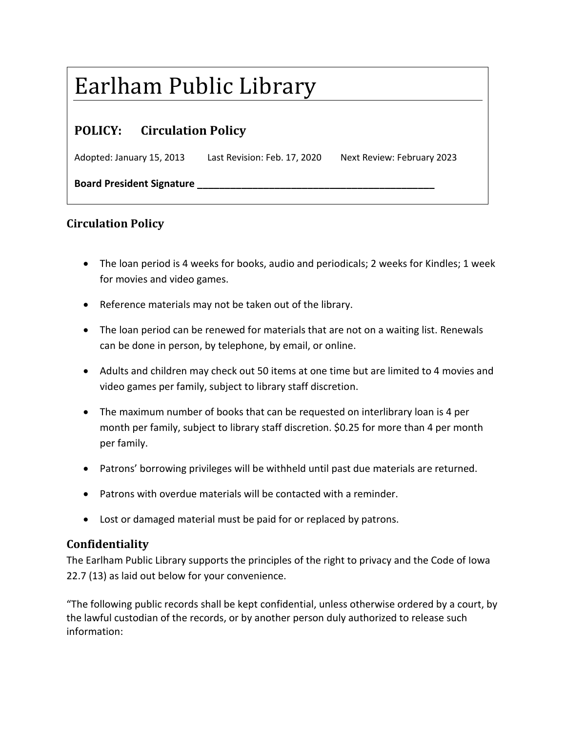# Earlham Public Library

## POLICY: Circulation Policy

Adopted: January 15, 2013 Last Revision: Feb. 17, 2020 Next Review: February 2023

**Board President Signature ____________________________________________**

## Circulation Policy

- The loan period is 4 weeks for books, audio and periodicals; 2 weeks for Kindles; 1 week for movies and video games.
- Reference materials may not be taken out of the library.
- The loan period can be renewed for materials that are not on a waiting list. Renewals can be done in person, by telephone, by email, or online.
- Adults and children may check out 50 items at one time but are limited to 4 movies and video games per family, subject to library staff discretion.
- The maximum number of books that can be requested on interlibrary loan is 4 per month per family, subject to library staff discretion. $0.25 for more than 4 per month per family.
- Patrons' borrowing privileges will be withheld until past due materials are returned.
- Patrons with overdue materials will be contacted with a reminder.
- Lost or damaged material must be paid for or replaced by patrons.

## Confidentiality

The Earlham Public Library supports the principles of the right to privacy and the Code of Iowa 22.7 (13) as laid out below for your convenience.

"The following public records shall be kept confidential, unless otherwise ordered by a court, by the lawful custodian of the records, or by another person duly authorized to release such information: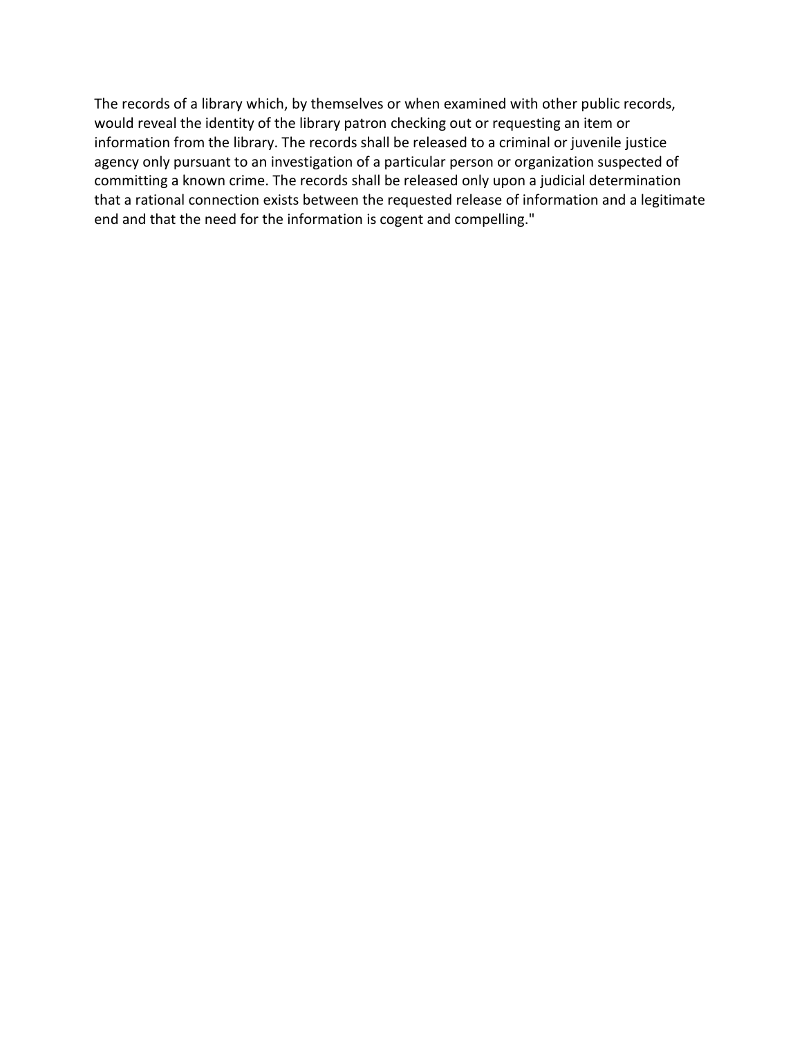The records of a library which, by themselves or when examined with other public records, would reveal the identity of the library patron checking out or requesting an item or information from the library. The records shall be released to a criminal or juvenile justice agency only pursuant to an investigation of a particular person or organization suspected of committing a known crime. The records shall be released only upon a judicial determination that a rational connection exists between the requested release of information and a legitimate end and that the need for the information is cogent and compelling."